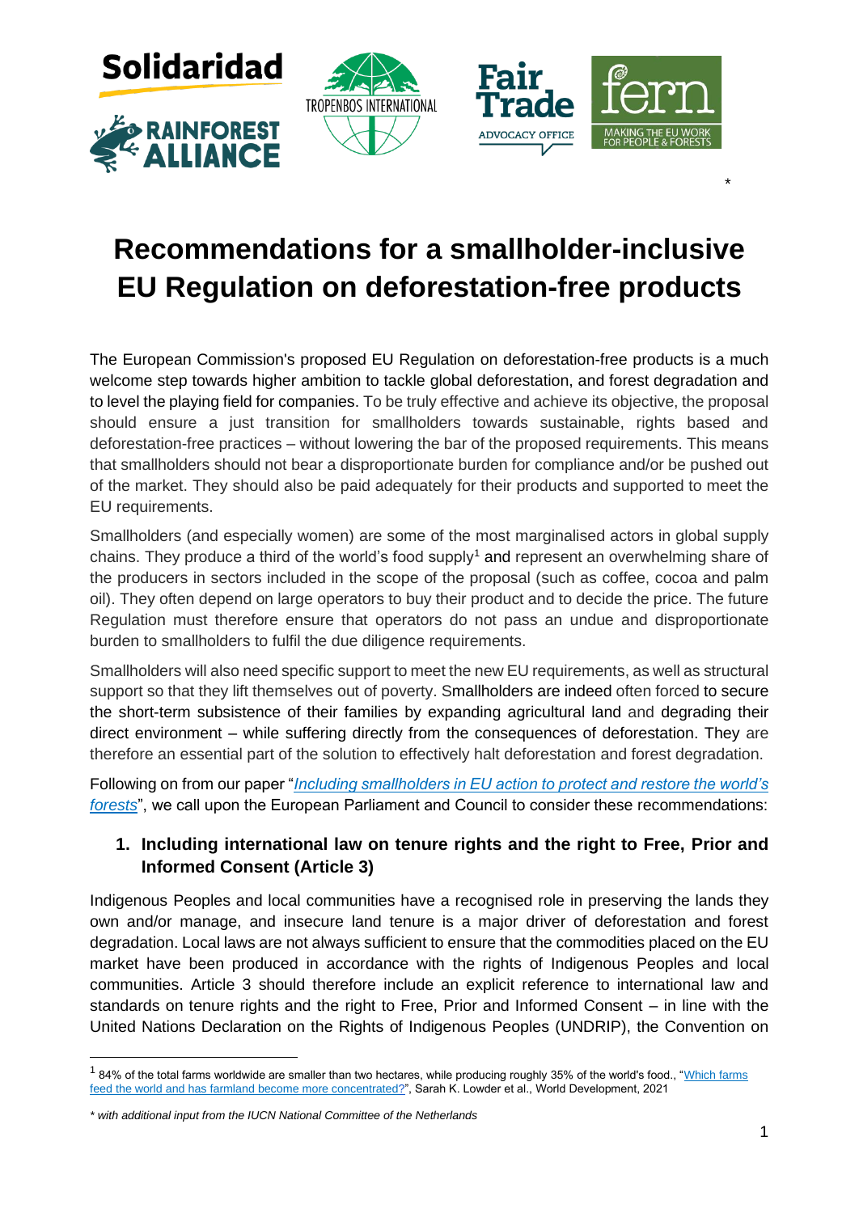\*

# Recommendations for a smallholder-inclusive EU Regulation on deforestation-free products

The European Commission's proposed EU Regulation on deforestation-free products is a much welcome step towards higher ambition to tackle global deforestation, and forest degradation and to level the playing field for companies. To be truly effective and achieve its objective, the proposal should ensure a just transition for smallholders towards sustainable, rights based and deforestation-free practices – without lowering the bar of the proposed requirements. This means that smallholders should not bear a disproportionate burden for compliance and/or be pushed out of the market. They should also be paid adequately for their products and supported to meet the EU requirements.

Smallholders (and especially women) are some of the most marginalised actors in global supply chains. They produce a third of the world's food supply[1] and represent an overwhelming share of the producers in sectors included in the scope of the proposal (such as coffee, cocoa and palm oil). They often depend on large operators to buy their product and to decide the price. The future Regulation must therefore ensure that operators do not pass an undue and disproportionate burden to smallholders to fulfil the due diligence requirements.

Smallholders will also need specific support to meet the new EU requirements, as well as structural support so that they lift themselves out of poverty. Smallholders are indeed often forced to secure the short-term subsistence of their families by expanding agricultural land and degrading their direct environment – while suffering directly from the consequences of deforestation. They are therefore an essential part of the solution to effectively halt deforestation and forest degradation.

Following on from our paper "*Including smallholders in EU action to protect and restore the world's forests*", we call upon the European Parliament and Council to consider these recommendations:

## 1. Including international law on tenure rights and the right to Free, Prior and Informed Consent (Article 3)

Indigenous Peoples and local communities have a recognised role in preserving the lands they own and/or manage, and insecure land tenure is a major driver of deforestation and forest degradation. Local laws are not always sufficient to ensure that the commodities placed on the EU market have been produced in accordance with the rights of Indigenous Peoples and local communities. Article 3 should therefore include an explicit reference to international law and standards on tenure rights and the right to Free, Prior and Informed Consent – in line with the United Nations Declaration on the Rights of Indigenous Peoples (UNDRIP), the Convention on

---

[1] 84% of the total farms worldwide are smaller than two hectares, while producing roughly 35% of the world's food., "Which farms feed the world and has farmland become more concentrated?", Sarah K. Lowder et al., World Development, 2021

*\* with additional input from the IUCN National Committee of the Netherlands*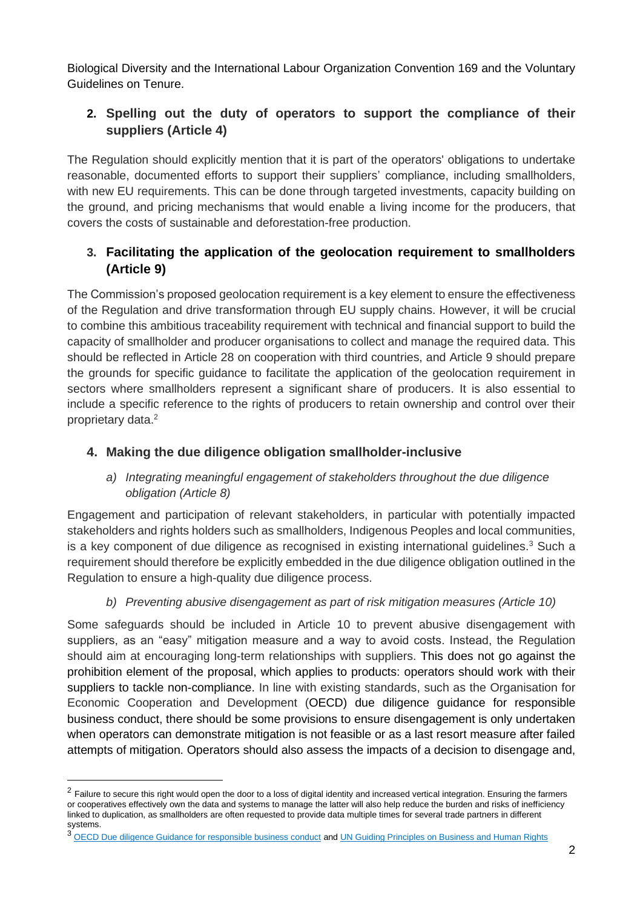Biological Diversity and the International Labour Organization Convention 169 and the Voluntary Guidelines on Tenure.

## 2. Spelling out the duty of operators to support the compliance of their suppliers (Article 4)

The Regulation should explicitly mention that it is part of the operators' obligations to undertake reasonable, documented efforts to support their suppliers' compliance, including smallholders, with new EU requirements. This can be done through targeted investments, capacity building on the ground, and pricing mechanisms that would enable a living income for the producers, that covers the costs of sustainable and deforestation-free production.

## 3. Facilitating the application of the geolocation requirement to smallholders (Article 9)

The Commission's proposed geolocation requirement is a key element to ensure the effectiveness of the Regulation and drive transformation through EU supply chains. However, it will be crucial to combine this ambitious traceability requirement with technical and financial support to build the capacity of smallholder and producer organisations to collect and manage the required data. This should be reflected in Article 28 on cooperation with third countries, and Article 9 should prepare the grounds for specific guidance to facilitate the application of the geolocation requirement in sectors where smallholders represent a significant share of producers. It is also essential to include a specific reference to the rights of producers to retain ownership and control over their proprietary data.[2]

## 4. Making the due diligence obligation smallholder-inclusive

### *a) Integrating meaningful engagement of stakeholders throughout the due diligence obligation (Article 8)*

Engagement and participation of relevant stakeholders, in particular with potentially impacted stakeholders and rights holders such as smallholders, Indigenous Peoples and local communities, is a key component of due diligence as recognised in existing international guidelines.[3] Such a requirement should therefore be explicitly embedded in the due diligence obligation outlined in the Regulation to ensure a high-quality due diligence process.

### *b) Preventing abusive disengagement as part of risk mitigation measures (Article 10)*

Some safeguards should be included in Article 10 to prevent abusive disengagement with suppliers, as an "easy" mitigation measure and a way to avoid costs. Instead, the Regulation should aim at encouraging long-term relationships with suppliers. This does not go against the prohibition element of the proposal, which applies to products: operators should work with their suppliers to tackle non-compliance. In line with existing standards, such as the Organisation for Economic Cooperation and Development (OECD) due diligence guidance for responsible business conduct, there should be some provisions to ensure disengagement is only undertaken when operators can demonstrate mitigation is not feasible or as a last resort measure after failed attempts of mitigation. Operators should also assess the impacts of a decision to disengage and,

---

[2] Failure to secure this right would open the door to a loss of digital identity and increased vertical integration. Ensuring the farmers or cooperatives effectively own the data and systems to manage the latter will also help reduce the burden and risks of inefficiency linked to duplication, as smallholders are often requested to provide data multiple times for several trade partners in different systems.

[3] OECD Due diligence Guidance for responsible business conduct and UN Guiding Principles on Business and Human Rights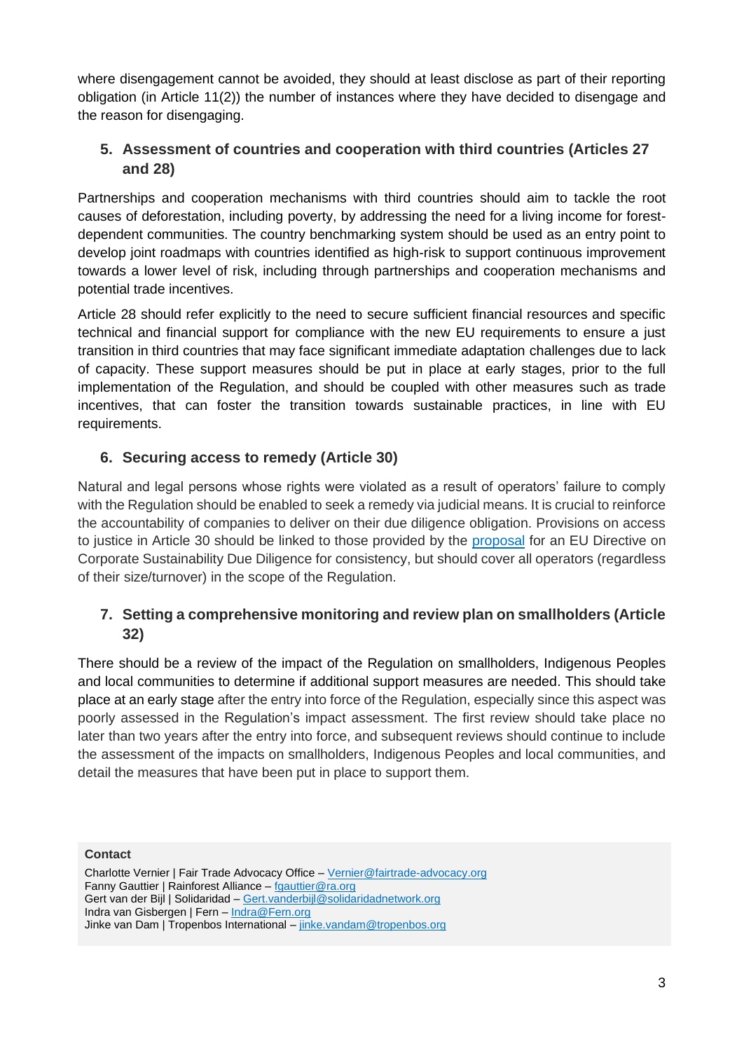where disengagement cannot be avoided, they should at least disclose as part of their reporting obligation (in Article 11(2)) the number of instances where they have decided to disengage and the reason for disengaging.

## 5. Assessment of countries and cooperation with third countries (Articles 27 and 28)

Partnerships and cooperation mechanisms with third countries should aim to tackle the root causes of deforestation, including poverty, by addressing the need for a living income for forest-dependent communities. The country benchmarking system should be used as an entry point to develop joint roadmaps with countries identified as high-risk to support continuous improvement towards a lower level of risk, including through partnerships and cooperation mechanisms and potential trade incentives.

Article 28 should refer explicitly to the need to secure sufficient financial resources and specific technical and financial support for compliance with the new EU requirements to ensure a just transition in third countries that may face significant immediate adaptation challenges due to lack of capacity. These support measures should be put in place at early stages, prior to the full implementation of the Regulation, and should be coupled with other measures such as trade incentives, that can foster the transition towards sustainable practices, in line with EU requirements.

## 6. Securing access to remedy (Article 30)

Natural and legal persons whose rights were violated as a result of operators' failure to comply with the Regulation should be enabled to seek a remedy via judicial means. It is crucial to reinforce the accountability of companies to deliver on their due diligence obligation. Provisions on access to justice in Article 30 should be linked to those provided by the [proposal]() for an EU Directive on Corporate Sustainability Due Diligence for consistency, but should cover all operators (regardless of their size/turnover) in the scope of the Regulation.

## 7. Setting a comprehensive monitoring and review plan on smallholders (Article 32)

There should be a review of the impact of the Regulation on smallholders, Indigenous Peoples and local communities to determine if additional support measures are needed. This should take place at an early stage after the entry into force of the Regulation, especially since this aspect was poorly assessed in the Regulation's impact assessment. The first review should take place no later than two years after the entry into force, and subsequent reviews should continue to include the assessment of the impacts on smallholders, Indigenous Peoples and local communities, and detail the measures that have been put in place to support them.

**Contact**

Charlotte Vernier | Fair Trade Advocacy Office – Vernier@fairtrade-advocacy.org
Fanny Gauttier | Rainforest Alliance – fgauttier@ra.org
Gert van der Bijl | Solidaridad – Gert.vanderbijl@solidaridadnetwork.org
Indra van Gisbergen | Fern – Indra@Fern.org
Jinke van Dam | Tropenbos International – jinke.vandam@tropenbos.org